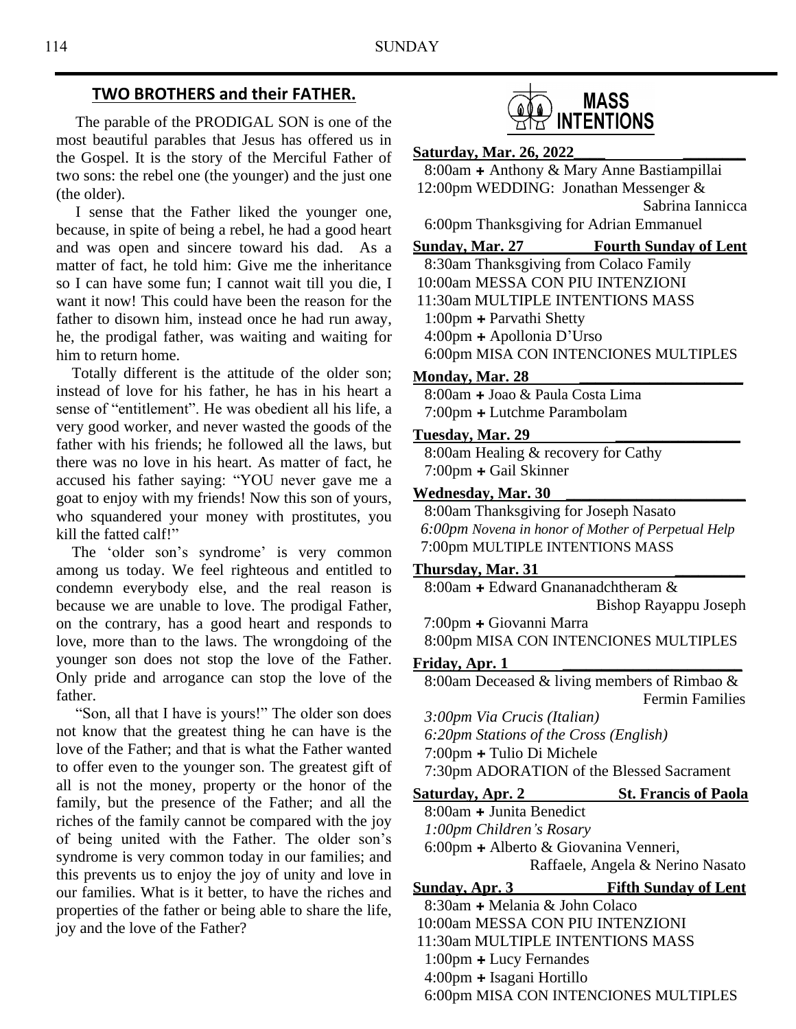## TWO BROTHERS and their FATHER.

The parable of the PRODIGAL SON is one of the most beautiful parables that Jesus has offered us in the Gospel. It is the story of the Merciful Father of two sons: the rebel one (the younger) and the just one (the older).

I sense that the Father liked the younger one, because, in spite of being a rebel, he had a good heart and was open and sincere toward his dad. As a matter of fact, he told him: Give me the inheritance so I can have some fun; I cannot wait till you die, I want it now! This could have been the reason for the father to disown him, instead once he had run away, he, the prodigal father, was waiting and waiting for him to return home.

Totally different is the attitude of the older son; instead of love for his father, he has in his heart a sense of "entitlement". He was obedient all his life, a very good worker, and never wasted the goods of the father with his friends; he followed all the laws, but there was no love in his heart. As matter of fact, he accused his father saying: "YOU never gave me a goat to enjoy with my friends! Now this son of yours, who squandered your money with prostitutes, you kill the fatted calf!"

The 'older son's syndrome' is very common among us today. We feel righteous and entitled to condemn everybody else, and the real reason is because we are unable to love. The prodigal Father, on the contrary, has a good heart and responds to love, more than to the laws. The wrongdoing of the younger son does not stop the love of the Father. Only pride and arrogance can stop the love of the father.

"Son, all that I have is yours!" The older son does not know that the greatest thing he can have is the love of the Father; and that is what the Father wanted to offer even to the younger son. The greatest gift of all is not the money, property or the honor of the family, but the presence of the Father; and all the riches of the family cannot be compared with the joy of being united with the Father. The older son's syndrome is very common today in our families; and this prevents us to enjoy the joy of unity and love in our families. What is it better, to have the riches and properties of the father or being able to share the life, joy and the love of the Father?

## MASS INTENTIONS

**Saturday, Mar. 26, 2022**
8:00am + Anthony & Mary Anne Bastiampillai
12:00pm WEDDING: Jonathan Messenger & Sabrina Iannicca
6:00pm Thanksgiving for Adrian Emmanuel

**Sunday, Mar. 27 — Fourth Sunday of Lent**
8:30am Thanksgiving from Colaco Family
10:00am MESSA CON PIU INTENZIONI
11:30am MULTIPLE INTENTIONS MASS
1:00pm + Parvathi Shetty
4:00pm + Apollonia D'Urso
6:00pm MISA CON INTENCIONES MULTIPLES

**Monday, Mar. 28**
8:00am + Joao & Paula Costa Lima
7:00pm + Lutchme Parambolam

**Tuesday, Mar. 29**
8:00am Healing & recovery for Cathy
7:00pm + Gail Skinner

**Wednesday, Mar. 30**
8:00am Thanksgiving for Joseph Nasato
*6:00pm Novena in honor of Mother of Perpetual Help*
7:00pm MULTIPLE INTENTIONS MASS

**Thursday, Mar. 31**
8:00am + Edward Gnananadchtheram & Bishop Rayappu Joseph
7:00pm + Giovanni Marra
8:00pm MISA CON INTENCIONES MULTIPLES

**Friday, Apr. 1**
8:00am Deceased & living members of Rimbao & Fermin Families
*3:00pm Via Crucis (Italian)*
*6:20pm Stations of the Cross (English)*
7:00pm + Tulio Di Michele
7:30pm ADORATION of the Blessed Sacrament

**Saturday, Apr. 2 — St. Francis of Paola**
8:00am + Junita Benedict
*1:00pm Children's Rosary*
6:00pm + Alberto & Giovanina Venneri, Raffaele, Angela & Nerino Nasato

**Sunday, Apr. 3 — Fifth Sunday of Lent**
8:30am + Melania & John Colaco
10:00am MESSA CON PIU INTENZIONI
11:30am MULTIPLE INTENTIONS MASS
1:00pm + Lucy Fernandes
4:00pm + Isagani Hortillo
6:00pm MISA CON INTENCIONES MULTIPLES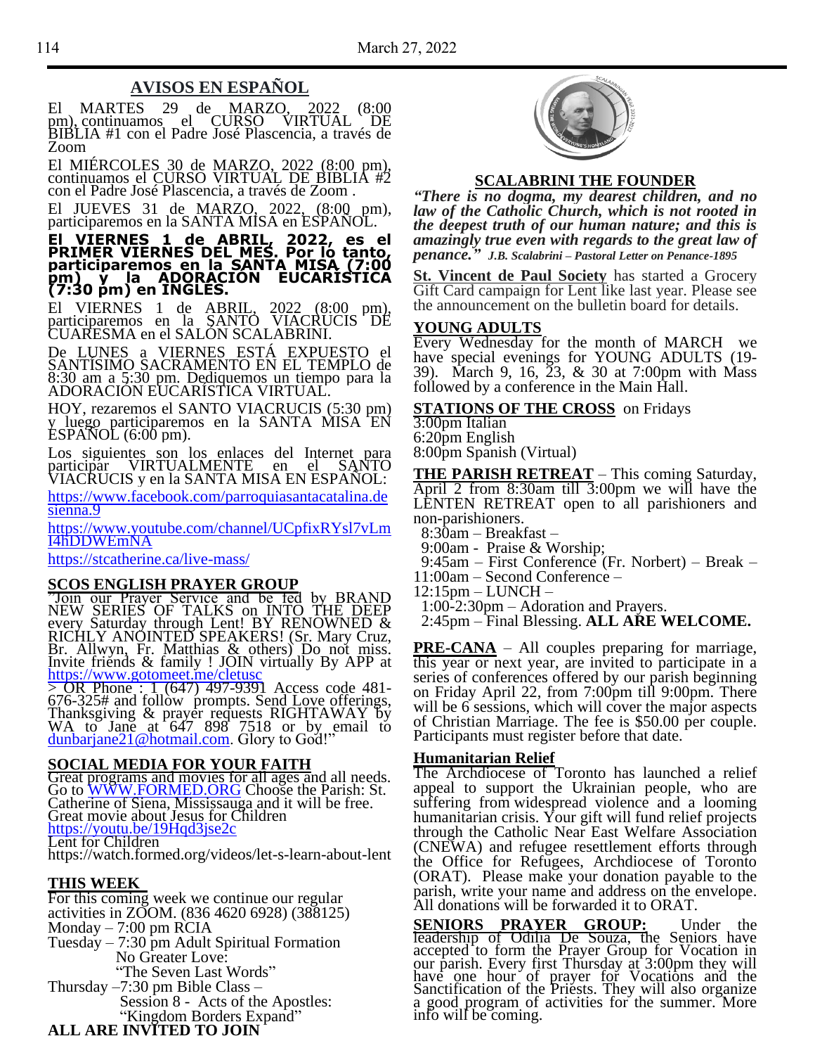## AVISOS EN ESPAÑOL

El MARTES 29 de MARZO, 2022 (8:00 pm), continuamos el CURSO VIRTUAL DE BIBLIA #1 con el Padre José Plascencia, a través de Zoom

El MIÉRCOLES 30 de MARZO, 2022 (8:00 pm), continuamos el CURSO VIRTUAL DE BIBLIA #2 con el Padre José Plascencia, a través de Zoom .

El JUEVES 31 de MARZO, 2022, (8:00 pm), participaremos en la SANTA MISA en ESPAÑOL.

**El VIERNES 1 de ABRIL, 2022, es el PRIMER VIERNES DEL MES. Por lo tanto, participaremos en la SANTA MISA (7:00 pm) y la ADORACIÓN EUCARÍSTICA (7:30 pm) en INGLÉS.**

El VIERNES 1 de ABRIL, 2022 (8:00 pm), participaremos en la SANTO VIACRUCIS DE CUARESMA en el SALÓN SCALABRINI.

De LUNES a VIERNES ESTÁ EXPUESTO el SANTÍSIMO SACRAMENTO EN EL TEMPLO de 8:30 am a 5:30 pm. Dediquemos un tiempo para la ADORACIÓN EUCARÍSTICA VIRTUAL.

HOY, rezaremos el SANTO VIACRUCIS (5:30 pm) y luego participaremos en la SANTA MISA EN ESPAÑOL (6:00 pm).

Los siguientes son los enlaces del Internet para participar VIRTUALMENTE en el SANTO VIACRUCIS y en la SANTA MISA EN ESPAÑOL:

https://www.facebook.com/parroquiasantacatalina.desienna.9

https://www.youtube.com/channel/UCpfixRYsl7vLmI4hDDWEmNA

https://stcatherine.ca/live-mass/

## SCOS ENGLISH PRAYER GROUP

"Join our Prayer Service and be fed by BRAND NEW SERIES OF TALKS on INTO THE DEEP every Saturday through Lent! BY RENOWNED & RICHLY ANOINTED SPEAKERS! (Sr. Mary Cruz, Br. Allwyn, Fr. Matthias & others) Do not miss. Invite friends & family ! JOIN virtually By APP at https://www.gotomeet.me/cletusc
> OR Phone : 1 (647) 497-9391 Access code 481-676-325# and follow prompts. Send Love offerings, Thanksgiving & prayer requests RIGHTAWAY by WA to Jane at 647 898 7518 or by email to dunbarjane21@hotmail.com. Glory to God!"

## SOCIAL MEDIA FOR YOUR FAITH

Great programs and movies for all ages and all needs. Go to WWW.FORMED.ORG Choose the Parish: St. Catherine of Siena, Mississauga and it will be free.
Great movie about Jesus for Children
https://youtu.be/19Hqd3jse2c
Lent for Children
https://watch.formed.org/videos/let-s-learn-about-lent

## THIS WEEK

For this coming week we continue our regular activities in ZOOM. (836 4620 6928) (388125)
Monday – 7:00 pm RCIA
Tuesday – 7:30 pm Adult Spiritual Formation
No Greater Love:
"The Seven Last Words"
Thursday –7:30 pm Bible Class –
Session 8 - Acts of the Apostles:
"Kingdom Borders Expand"
**ALL ARE INVITED TO JOIN**

## SCALABRINI THE FOUNDER

***"There is no dogma, my dearest children, and no law of the Catholic Church, which is not rooted in the deepest truth of our human nature; and this is amazingly true even with regards to the great law of penance."*** ***J.B. Scalabrini – Pastoral Letter on Penance-1895***

**St. Vincent de Paul Society** has started a Grocery Gift Card campaign for Lent like last year. Please see the announcement on the bulletin board for details.

## YOUNG ADULTS

Every Wednesday for the month of MARCH we have special evenings for YOUNG ADULTS (19-39). March 9, 16, 23, & 30 at 7:00pm with Mass followed by a conference in the Main Hall.

**STATIONS OF THE CROSS** on Fridays
3:00pm Italian
6:20pm English
8:00pm Spanish (Virtual)

**THE PARISH RETREAT** – This coming Saturday, April 2 from 8:30am till 3:00pm we will have the LENTEN RETREAT open to all parishioners and non-parishioners.
8:30am – Breakfast –
9:00am - Praise & Worship;
9:45am – First Conference (Fr. Norbert) – Break –
11:00am – Second Conference –
12:15pm – LUNCH –
1:00-2:30pm – Adoration and Prayers.
2:45pm – Final Blessing. **ALL ARE WELCOME.**

**PRE-CANA** – All couples preparing for marriage, this year or next year, are invited to participate in a series of conferences offered by our parish beginning on Friday April 22, from 7:00pm till 9:00pm. There will be 6 sessions, which will cover the major aspects of Christian Marriage. The fee is $50.00 per couple. Participants must register before that date.

## Humanitarian Relief

The Archdiocese of Toronto has launched a relief appeal to support the Ukrainian people, who are suffering from widespread violence and a looming humanitarian crisis. Your gift will fund relief projects through the Catholic Near East Welfare Association (CNEWA) and refugee resettlement efforts through the Office for Refugees, Archdiocese of Toronto (ORAT). Please make your donation payable to the parish, write your name and address on the envelope. All donations will be forwarded it to ORAT.

**SENIORS PRAYER GROUP:** Under the leadership of Odilia De Souza, the Seniors have accepted to form the Prayer Group for Vocation in our parish. Every first Thursday at 3:00pm they will have one hour of prayer for Vocations and the Sanctification of the Priests. They will also organize a good program of activities for the summer. More info will be coming.